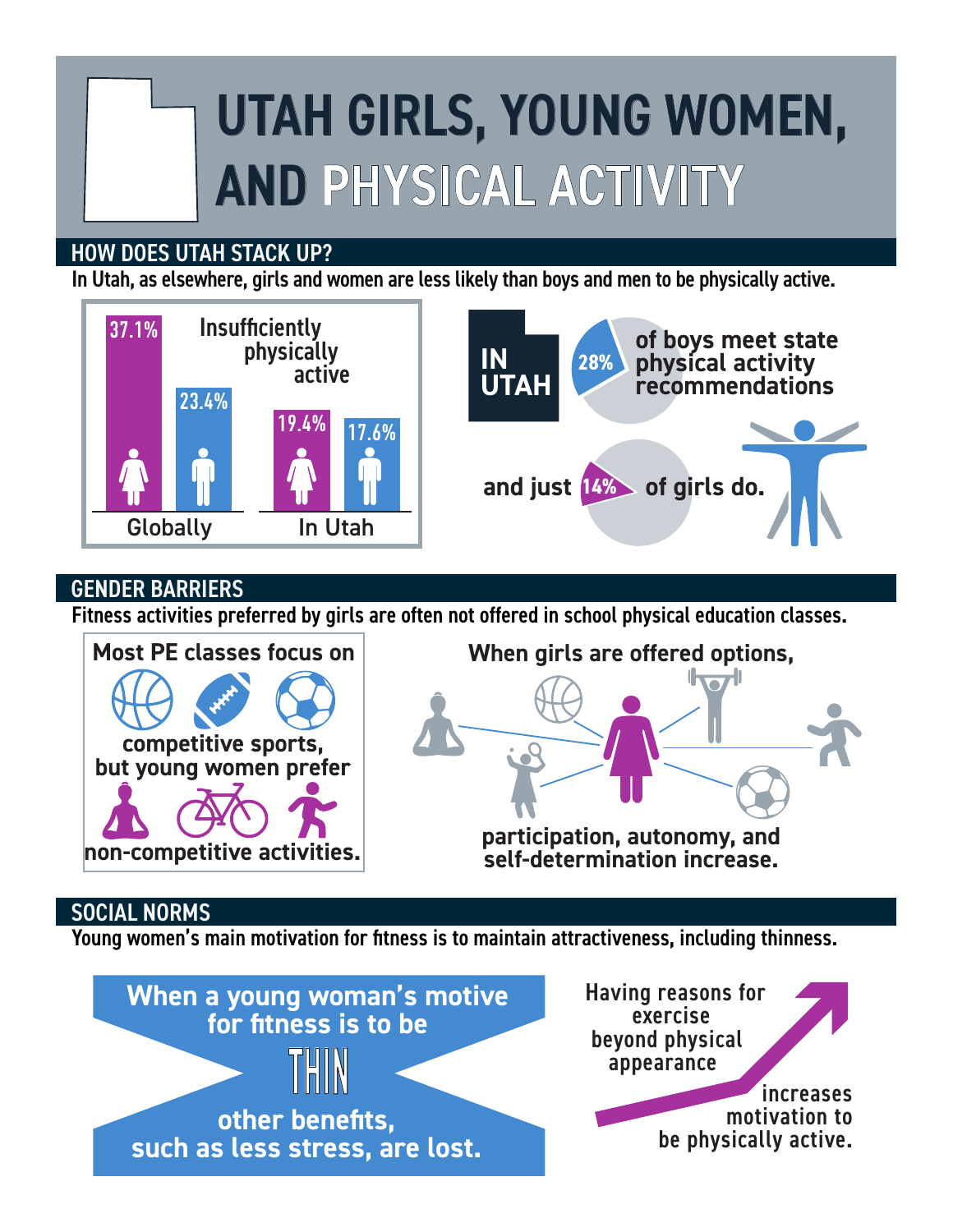# UTAH GIRLS, YOUNG WOMEN, AND PHYSICAL ACTIVITY

## HOW DOES UTAH STACK UP?

In Utah, as elsewhere, girls and women are less likely than boys and men to be physically active.

Insufficiently physically active

| | Female | Male |
|---|---|---|
| Globally | 37.1% | 23.4% |
| In Utah | 19.4% | 17.6% |

IN UTAH

28% of boys meet state physical activity recommendations

and just 14% of girls do.

## GENDER BARRIERS

Fitness activities preferred by girls are often not offered in school physical education classes.

Most PE classes focus on competitive sports, but young women prefer non-competitive activities.

When girls are offered options, participation, autonomy, and self-determination increase.

## SOCIAL NORMS

Young women's main motivation for fitness is to maintain attractiveness, including thinness.

When a young woman's motive for fitness is to be THIN other benefits, such as less stress, are lost.

Having reasons for exercise beyond physical appearance increases motivation to be physically active.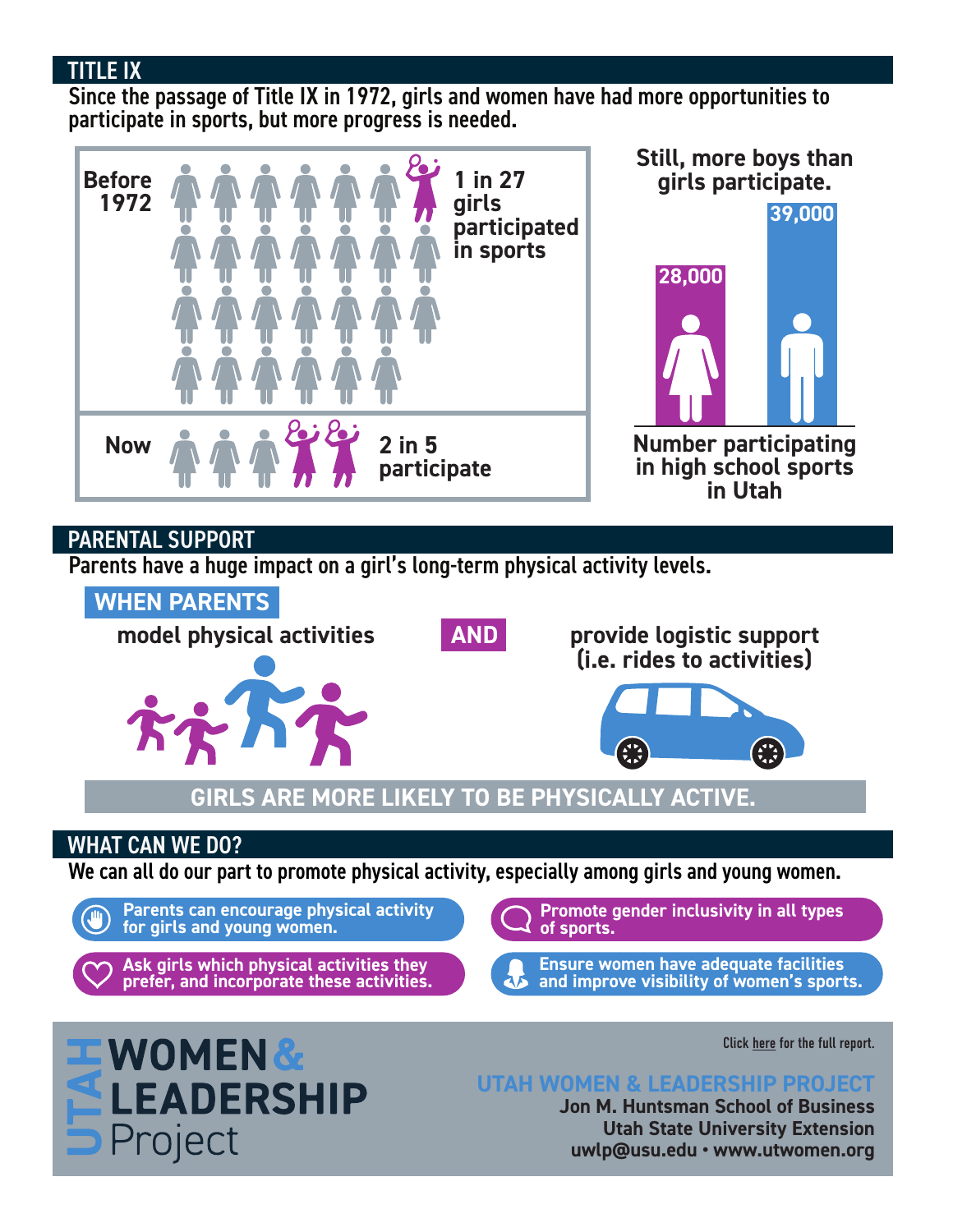## TITLE IX

Since the passage of Title IX in 1972, girls and women have had more opportunities to participate in sports, but more progress is needed.

Before 1972

1 in 27 girls participated in sports

Now

2 in 5 participate

Still, more boys than girls participate.

28,000

39,000

Number participating in high school sports in Utah

## PARENTAL SUPPORT

Parents have a huge impact on a girl's long-term physical activity levels.

**WHEN PARENTS**

model physical activities **AND** provide logistic support (i.e. rides to activities)

**GIRLS ARE MORE LIKELY TO BE PHYSICALLY ACTIVE.**

## WHAT CAN WE DO?

We can all do our part to promote physical activity, especially among girls and young women.

- Parents can encourage physical activity for girls and young women.
- Promote gender inclusivity in all types of sports.
- Ask girls which physical activities they prefer, and incorporate these activities.
- Ensure women have adequate facilities and improve visibility of women's sports.

UTAH WOMEN & LEADERSHIP Project

Click here for the full report.

**UTAH WOMEN & LEADERSHIP PROJECT**
Jon M. Huntsman School of Business
Utah State University Extension
uwlp@usu.edu • www.utwomen.org